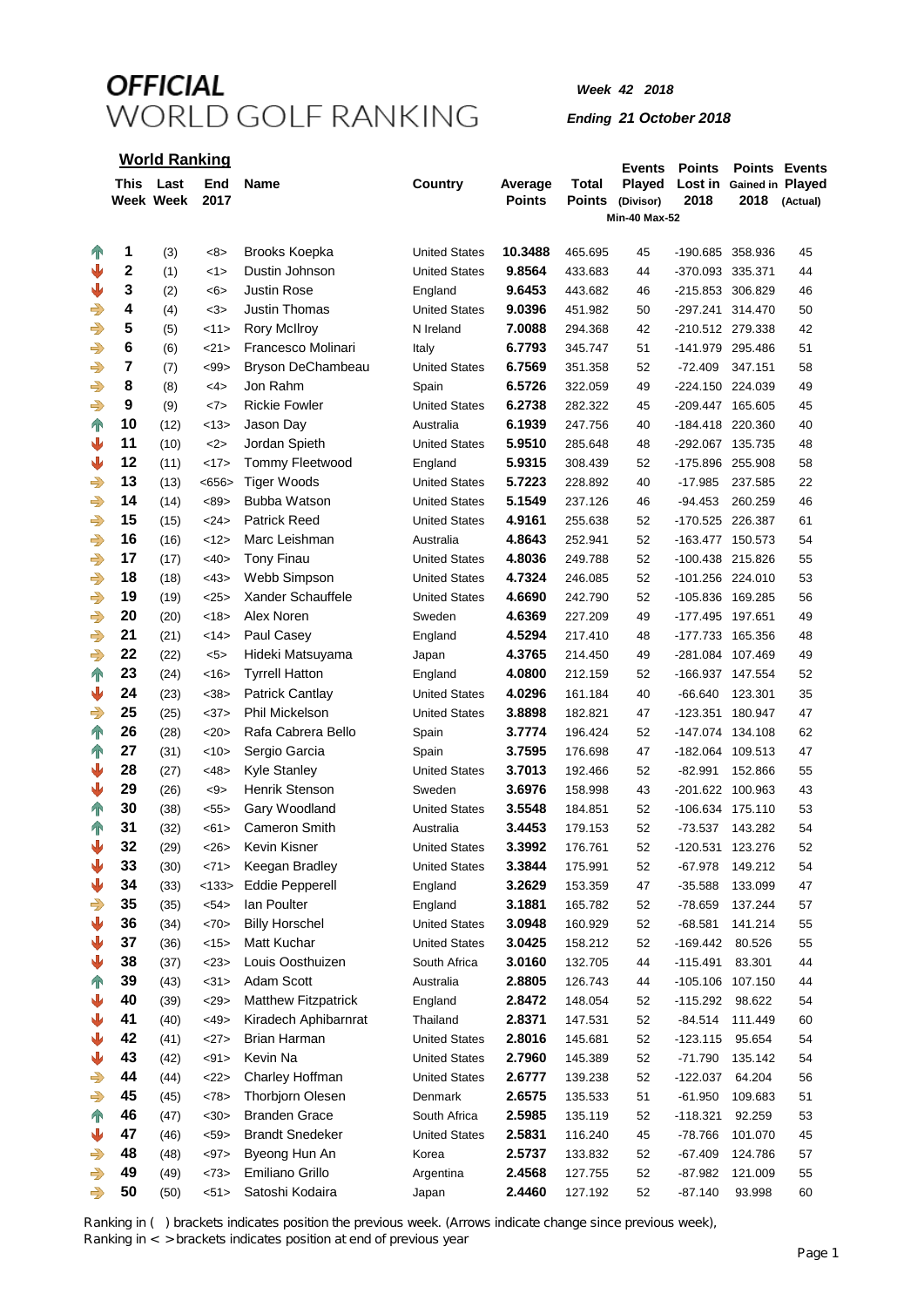# OFFICIAL WORLD GOLF RANKING

***Week 42 2018***

***Ending 21 October 2018***

## World Ranking

| | This Week | Last Week | End 2017 | Name | Country | Average Points | Total Points | Events Played (Divisor) Min-40 Max-52 | Points Lost in 2018 | Points Gained in 2018 | Events Played (Actual) |
|---|---|---|---|---|---|---|---|---|---|---|---|
| ↑ | 1 | (3) | <8> | Brooks Koepka | United States | 10.3488 | 465.695 | 45 | -190.685 | 358.936 | 45 |
| ↓ | 2 | (1) | <1> | Dustin Johnson | United States | 9.8564 | 433.683 | 44 | -370.093 | 335.371 | 44 |
| ↓ | 3 | (2) | <6> | Justin Rose | England | 9.6453 | 443.682 | 46 | -215.853 | 306.829 | 46 |
| ⇒ | 4 | (4) | <3> | Justin Thomas | United States | 9.0396 | 451.982 | 50 | -297.241 | 314.470 | 50 |
| ⇒ | 5 | (5) | <11> | Rory McIlroy | N Ireland | 7.0088 | 294.368 | 42 | -210.512 | 279.338 | 42 |
| ⇒ | 6 | (6) | <21> | Francesco Molinari | Italy | 6.7793 | 345.747 | 51 | -141.979 | 295.486 | 51 |
| ⇒ | 7 | (7) | <99> | Bryson DeChambeau | United States | 6.7569 | 351.358 | 52 | -72.409 | 347.151 | 58 |
| ⇒ | 8 | (8) | <4> | Jon Rahm | Spain | 6.5726 | 322.059 | 49 | -224.150 | 224.039 | 49 |
| ⇒ | 9 | (9) | <7> | Rickie Fowler | United States | 6.2738 | 282.322 | 45 | -209.447 | 165.605 | 45 |
| ↑ | 10 | (12) | <13> | Jason Day | Australia | 6.1939 | 247.756 | 40 | -184.418 | 220.360 | 40 |
| ↓ | 11 | (10) | <2> | Jordan Spieth | United States | 5.9510 | 285.648 | 48 | -292.067 | 135.735 | 48 |
| ↓ | 12 | (11) | <17> | Tommy Fleetwood | England | 5.9315 | 308.439 | 52 | -175.896 | 255.908 | 58 |
| ⇒ | 13 | (13) | <656> | Tiger Woods | United States | 5.7223 | 228.892 | 40 | -17.985 | 237.585 | 22 |
| ⇒ | 14 | (14) | <89> | Bubba Watson | United States | 5.1549 | 237.126 | 46 | -94.453 | 260.259 | 46 |
| ⇒ | 15 | (15) | <24> | Patrick Reed | United States | 4.9161 | 255.638 | 52 | -170.525 | 226.387 | 61 |
| ⇒ | 16 | (16) | <12> | Marc Leishman | Australia | 4.8643 | 252.941 | 52 | -163.477 | 150.573 | 54 |
| ⇒ | 17 | (17) | <40> | Tony Finau | United States | 4.8036 | 249.788 | 52 | -100.438 | 215.826 | 55 |
| ⇒ | 18 | (18) | <43> | Webb Simpson | United States | 4.7324 | 246.085 | 52 | -101.256 | 224.010 | 53 |
| ⇒ | 19 | (19) | <25> | Xander Schauffele | United States | 4.6690 | 242.790 | 52 | -105.836 | 169.285 | 56 |
| ⇒ | 20 | (20) | <18> | Alex Noren | Sweden | 4.6369 | 227.209 | 49 | -177.495 | 197.651 | 49 |
| ⇒ | 21 | (21) | <14> | Paul Casey | England | 4.5294 | 217.410 | 48 | -177.733 | 165.356 | 48 |
| ⇒ | 22 | (22) | <5> | Hideki Matsuyama | Japan | 4.3765 | 214.450 | 49 | -281.084 | 107.469 | 49 |
| ↑ | 23 | (24) | <16> | Tyrrell Hatton | England | 4.0800 | 212.159 | 52 | -166.937 | 147.554 | 52 |
| ↓ | 24 | (23) | <38> | Patrick Cantlay | United States | 4.0296 | 161.184 | 40 | -66.640 | 123.301 | 35 |
| ⇒ | 25 | (25) | <37> | Phil Mickelson | United States | 3.8898 | 182.821 | 47 | -123.351 | 180.947 | 47 |
| ↑ | 26 | (28) | <20> | Rafa Cabrera Bello | Spain | 3.7774 | 196.424 | 52 | -147.074 | 134.108 | 62 |
| ↑ | 27 | (31) | <10> | Sergio Garcia | Spain | 3.7595 | 176.698 | 47 | -182.064 | 109.513 | 47 |
| ↓ | 28 | (27) | <48> | Kyle Stanley | United States | 3.7013 | 192.466 | 52 | -82.991 | 152.866 | 55 |
| ↓ | 29 | (26) | <9> | Henrik Stenson | Sweden | 3.6976 | 158.998 | 43 | -201.622 | 100.963 | 43 |
| ↑ | 30 | (38) | <55> | Gary Woodland | United States | 3.5548 | 184.851 | 52 | -106.634 | 175.110 | 53 |
| ↑ | 31 | (32) | <61> | Cameron Smith | Australia | 3.4453 | 179.153 | 52 | -73.537 | 143.282 | 54 |
| ↓ | 32 | (29) | <26> | Kevin Kisner | United States | 3.3992 | 176.761 | 52 | -120.531 | 123.276 | 52 |
| ↓ | 33 | (30) | <71> | Keegan Bradley | United States | 3.3844 | 175.991 | 52 | -67.978 | 149.212 | 54 |
| ↓ | 34 | (33) | <133> | Eddie Pepperell | England | 3.2629 | 153.359 | 47 | -35.588 | 133.099 | 47 |
| ⇒ | 35 | (35) | <54> | Ian Poulter | England | 3.1881 | 165.782 | 52 | -78.659 | 137.244 | 57 |
| ↓ | 36 | (34) | <70> | Billy Horschel | United States | 3.0948 | 160.929 | 52 | -68.581 | 141.214 | 55 |
| ↓ | 37 | (36) | <15> | Matt Kuchar | United States | 3.0425 | 158.212 | 52 | -169.442 | 80.526 | 55 |
| ↓ | 38 | (37) | <23> | Louis Oosthuizen | South Africa | 3.0160 | 132.705 | 44 | -115.491 | 83.301 | 44 |
| ↑ | 39 | (43) | <31> | Adam Scott | Australia | 2.8805 | 126.743 | 44 | -105.106 | 107.150 | 44 |
| ↓ | 40 | (39) | <29> | Matthew Fitzpatrick | England | 2.8472 | 148.054 | 52 | -115.292 | 98.622 | 54 |
| ↓ | 41 | (40) | <49> | Kiradech Aphibarnrat | Thailand | 2.8371 | 147.531 | 52 | -84.514 | 111.449 | 60 |
| ↓ | 42 | (41) | <27> | Brian Harman | United States | 2.8016 | 145.681 | 52 | -123.115 | 95.654 | 54 |
| ↓ | 43 | (42) | <91> | Kevin Na | United States | 2.7960 | 145.389 | 52 | -71.790 | 135.142 | 54 |
| ⇒ | 44 | (44) | <22> | Charley Hoffman | United States | 2.6777 | 139.238 | 52 | -122.037 | 64.204 | 56 |
| ⇒ | 45 | (45) | <78> | Thorbjorn Olesen | Denmark | 2.6575 | 135.533 | 51 | -61.950 | 109.683 | 51 |
| ↑ | 46 | (47) | <30> | Branden Grace | South Africa | 2.5985 | 135.119 | 52 | -118.321 | 92.259 | 53 |
| ↓ | 47 | (46) | <59> | Brandt Snedeker | United States | 2.5831 | 116.240 | 45 | -78.766 | 101.070 | 45 |
| ⇒ | 48 | (48) | <97> | Byeong Hun An | Korea | 2.5737 | 133.832 | 52 | -67.409 | 124.786 | 57 |
| ⇒ | 49 | (49) | <73> | Emiliano Grillo | Argentina | 2.4568 | 127.755 | 52 | -87.982 | 121.009 | 55 |
| ⇒ | 50 | (50) | <51> | Satoshi Kodaira | Japan | 2.4460 | 127.192 | 52 | -87.140 | 93.998 | 60 |

Ranking in ( ) brackets indicates position the previous week. (Arrows indicate change since previous week),
Ranking in < > brackets indicates position at end of previous year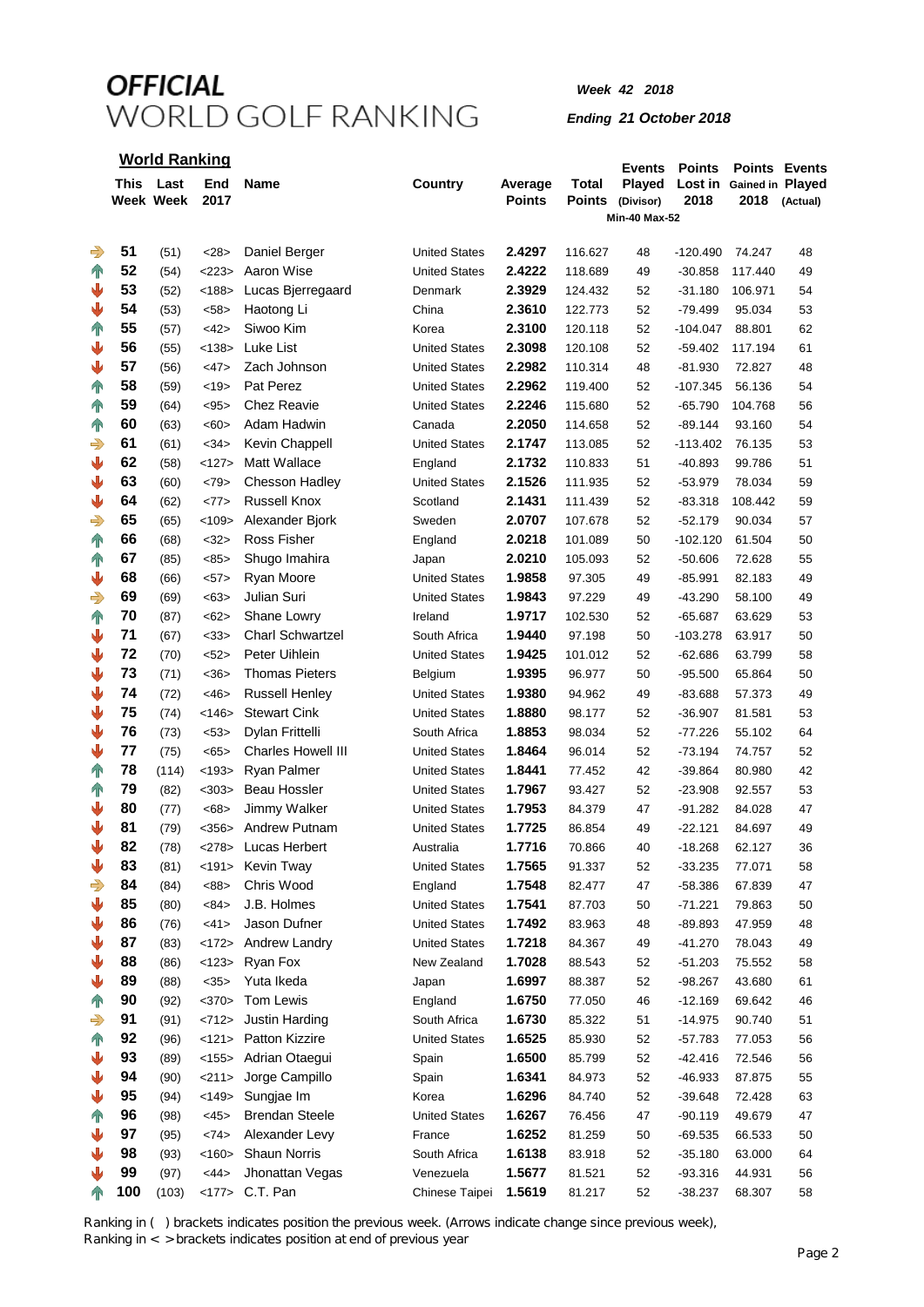# OFFICIAL WORLD GOLF RANKING

*Week 42 2018*

*Ending 21 October 2018*

## World Ranking

| | This Week | Last Week | End 2017 | Name | Country | Average Points | Total Points | Events Played (Divisor) Min-40 Max-52 | Points Lost in 2018 | Points Gained in 2018 | Events Played (Actual) |
|---|---|---|---|---|---|---|---|---|---|---|---|
| ➡ | 51 | (51) | <28> | Daniel Berger | United States | 2.4297 | 116.627 | 48 | -120.490 | 74.247 | 48 |
| ↑ | 52 | (54) | <223> | Aaron Wise | United States | 2.4222 | 118.689 | 49 | -30.858 | 117.440 | 49 |
| ↓ | 53 | (52) | <188> | Lucas Bjerregaard | Denmark | 2.3929 | 124.432 | 52 | -31.180 | 106.971 | 54 |
| ↓ | 54 | (53) | <58> | Haotong Li | China | 2.3610 | 122.773 | 52 | -79.499 | 95.034 | 53 |
| ↑ | 55 | (57) | <42> | Siwoo Kim | Korea | 2.3100 | 120.118 | 52 | -104.047 | 88.801 | 62 |
| ↓ | 56 | (55) | <138> | Luke List | United States | 2.3098 | 120.108 | 52 | -59.402 | 117.194 | 61 |
| ↓ | 57 | (56) | <47> | Zach Johnson | United States | 2.2982 | 110.314 | 48 | -81.930 | 72.827 | 48 |
| ↑ | 58 | (59) | <19> | Pat Perez | United States | 2.2962 | 119.400 | 52 | -107.345 | 56.136 | 54 |
| ↑ | 59 | (64) | <95> | Chez Reavie | United States | 2.2246 | 115.680 | 52 | -65.790 | 104.768 | 56 |
| ↑ | 60 | (63) | <60> | Adam Hadwin | Canada | 2.2050 | 114.658 | 52 | -89.144 | 93.160 | 54 |
| ➡ | 61 | (61) | <34> | Kevin Chappell | United States | 2.1747 | 113.085 | 52 | -113.402 | 76.135 | 53 |
| ↓ | 62 | (58) | <127> | Matt Wallace | England | 2.1732 | 110.833 | 51 | -40.893 | 99.786 | 51 |
| ↓ | 63 | (60) | <79> | Chesson Hadley | United States | 2.1526 | 111.935 | 52 | -53.979 | 78.034 | 59 |
| ↓ | 64 | (62) | <77> | Russell Knox | Scotland | 2.1431 | 111.439 | 52 | -83.318 | 108.442 | 59 |
| ➡ | 65 | (65) | <109> | Alexander Bjork | Sweden | 2.0707 | 107.678 | 52 | -52.179 | 90.034 | 57 |
| ↑ | 66 | (68) | <32> | Ross Fisher | England | 2.0218 | 101.089 | 50 | -102.120 | 61.504 | 50 |
| ↑ | 67 | (85) | <85> | Shugo Imahira | Japan | 2.0210 | 105.093 | 52 | -50.606 | 72.628 | 55 |
| ↓ | 68 | (66) | <57> | Ryan Moore | United States | 1.9858 | 97.305 | 49 | -85.991 | 82.183 | 49 |
| ➡ | 69 | (69) | <63> | Julian Suri | United States | 1.9843 | 97.229 | 49 | -43.290 | 58.100 | 49 |
| ↑ | 70 | (87) | <62> | Shane Lowry | Ireland | 1.9717 | 102.530 | 52 | -65.687 | 63.629 | 53 |
| ↓ | 71 | (67) | <33> | Charl Schwartzel | South Africa | 1.9440 | 97.198 | 50 | -103.278 | 63.917 | 50 |
| ↓ | 72 | (70) | <52> | Peter Uihlein | United States | 1.9425 | 101.012 | 52 | -62.686 | 63.799 | 58 |
| ↓ | 73 | (71) | <36> | Thomas Pieters | Belgium | 1.9395 | 96.977 | 50 | -95.500 | 65.864 | 50 |
| ↓ | 74 | (72) | <46> | Russell Henley | United States | 1.9380 | 94.962 | 49 | -83.688 | 57.373 | 49 |
| ↓ | 75 | (74) | <146> | Stewart Cink | United States | 1.8880 | 98.177 | 52 | -36.907 | 81.581 | 53 |
| ↓ | 76 | (73) | <53> | Dylan Frittelli | South Africa | 1.8853 | 98.034 | 52 | -77.226 | 55.102 | 64 |
| ↓ | 77 | (75) | <65> | Charles Howell III | United States | 1.8464 | 96.014 | 52 | -73.194 | 74.757 | 52 |
| ↑ | 78 | (114) | <193> | Ryan Palmer | United States | 1.8441 | 77.452 | 42 | -39.864 | 80.980 | 42 |
| ↑ | 79 | (82) | <303> | Beau Hossler | United States | 1.7967 | 93.427 | 52 | -23.908 | 92.557 | 53 |
| ↓ | 80 | (77) | <68> | Jimmy Walker | United States | 1.7953 | 84.379 | 47 | -91.282 | 84.028 | 47 |
| ↓ | 81 | (79) | <356> | Andrew Putnam | United States | 1.7725 | 86.854 | 49 | -22.121 | 84.697 | 49 |
| ↓ | 82 | (78) | <278> | Lucas Herbert | Australia | 1.7716 | 70.866 | 40 | -18.268 | 62.127 | 36 |
| ↓ | 83 | (81) | <191> | Kevin Tway | United States | 1.7565 | 91.337 | 52 | -33.235 | 77.071 | 58 |
| ➡ | 84 | (84) | <88> | Chris Wood | England | 1.7548 | 82.477 | 47 | -58.386 | 67.839 | 47 |
| ↓ | 85 | (80) | <84> | J.B. Holmes | United States | 1.7541 | 87.703 | 50 | -71.221 | 79.863 | 50 |
| ↓ | 86 | (76) | <41> | Jason Dufner | United States | 1.7492 | 83.963 | 48 | -89.893 | 47.959 | 48 |
| ↓ | 87 | (83) | <172> | Andrew Landry | United States | 1.7218 | 84.367 | 49 | -41.270 | 78.043 | 49 |
| ↓ | 88 | (86) | <123> | Ryan Fox | New Zealand | 1.7028 | 88.543 | 52 | -51.203 | 75.552 | 58 |
| ↓ | 89 | (88) | <35> | Yuta Ikeda | Japan | 1.6997 | 88.387 | 52 | -98.267 | 43.680 | 61 |
| ↑ | 90 | (92) | <370> | Tom Lewis | England | 1.6750 | 77.050 | 46 | -12.169 | 69.642 | 46 |
| ➡ | 91 | (91) | <712> | Justin Harding | South Africa | 1.6730 | 85.322 | 51 | -14.975 | 90.740 | 51 |
| ↑ | 92 | (96) | <121> | Patton Kizzire | United States | 1.6525 | 85.930 | 52 | -57.783 | 77.053 | 56 |
| ↓ | 93 | (89) | <155> | Adrian Otaegui | Spain | 1.6500 | 85.799 | 52 | -42.416 | 72.546 | 56 |
| ↓ | 94 | (90) | <211> | Jorge Campillo | Spain | 1.6341 | 84.973 | 52 | -46.933 | 87.875 | 55 |
| ↓ | 95 | (94) | <149> | Sungjae Im | Korea | 1.6296 | 84.740 | 52 | -39.648 | 72.428 | 63 |
| ↑ | 96 | (98) | <45> | Brendan Steele | United States | 1.6267 | 76.456 | 47 | -90.119 | 49.679 | 47 |
| ↓ | 97 | (95) | <74> | Alexander Levy | France | 1.6252 | 81.259 | 50 | -69.535 | 66.533 | 50 |
| ↓ | 98 | (93) | <160> | Shaun Norris | South Africa | 1.6138 | 83.918 | 52 | -35.180 | 63.000 | 64 |
| ↓ | 99 | (97) | <44> | Jhonattan Vegas | Venezuela | 1.5677 | 81.521 | 52 | -93.316 | 44.931 | 56 |
| ↑ | 100 | (103) | <177> | C.T. Pan | Chinese Taipei | 1.5619 | 81.217 | 52 | -38.237 | 68.307 | 58 |

Ranking in ( ) brackets indicates position the previous week. (Arrows indicate change since previous week),
Ranking in < > brackets indicates position at end of previous year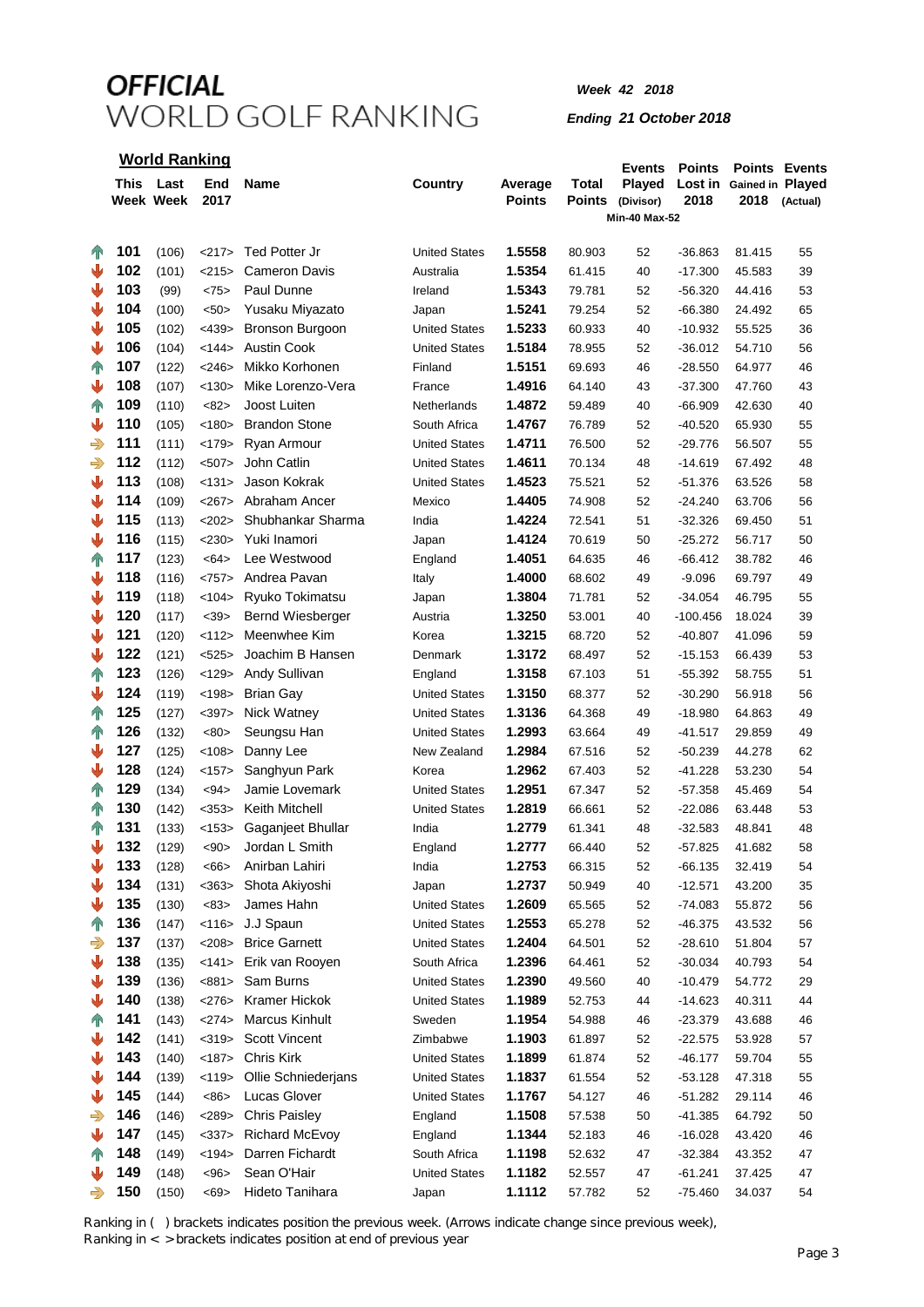# OFFICIAL WORLD GOLF RANKING

*Week 42 2018*

*Ending 21 October 2018*

## World Ranking

| | This Week | Last Week | End 2017 | Name | Country | Average Points | Total Points | Events Played (Divisor) Min-40 Max-52 | Points Lost in 2018 | Points Gained in 2018 | Events Played (Actual) |
|---|---|---|---|---|---|---|---|---|---|---|---|
| ↑ | 101 | (106) | <217> | Ted Potter Jr | United States | 1.5558 | 80.903 | 52 | -36.863 | 81.415 | 55 |
| ↓ | 102 | (101) | <215> | Cameron Davis | Australia | 1.5354 | 61.415 | 40 | -17.300 | 45.583 | 39 |
| ↓ | 103 | (99) | <75> | Paul Dunne | Ireland | 1.5343 | 79.781 | 52 | -56.320 | 44.416 | 53 |
| ↓ | 104 | (100) | <50> | Yusaku Miyazato | Japan | 1.5241 | 79.254 | 52 | -66.380 | 24.492 | 65 |
| ↓ | 105 | (102) | <439> | Bronson Burgoon | United States | 1.5233 | 60.933 | 40 | -10.932 | 55.525 | 36 |
| ↓ | 106 | (104) | <144> | Austin Cook | United States | 1.5184 | 78.955 | 52 | -36.012 | 54.710 | 56 |
| ↑ | 107 | (122) | <246> | Mikko Korhonen | Finland | 1.5151 | 69.693 | 46 | -28.550 | 64.977 | 46 |
| ↓ | 108 | (107) | <130> | Mike Lorenzo-Vera | France | 1.4916 | 64.140 | 43 | -37.300 | 47.760 | 43 |
| ↑ | 109 | (110) | <82> | Joost Luiten | Netherlands | 1.4872 | 59.489 | 40 | -66.909 | 42.630 | 40 |
| ↓ | 110 | (105) | <180> | Brandon Stone | South Africa | 1.4767 | 76.789 | 52 | -40.520 | 65.930 | 55 |
| → | 111 | (111) | <179> | Ryan Armour | United States | 1.4711 | 76.500 | 52 | -29.776 | 56.507 | 55 |
| → | 112 | (112) | <507> | John Catlin | United States | 1.4611 | 70.134 | 48 | -14.619 | 67.492 | 48 |
| ↓ | 113 | (108) | <131> | Jason Kokrak | United States | 1.4523 | 75.521 | 52 | -51.376 | 63.526 | 58 |
| ↓ | 114 | (109) | <267> | Abraham Ancer | Mexico | 1.4405 | 74.908 | 52 | -24.240 | 63.706 | 56 |
| ↓ | 115 | (113) | <202> | Shubhankar Sharma | India | 1.4224 | 72.541 | 51 | -32.326 | 69.450 | 51 |
| ↓ | 116 | (115) | <230> | Yuki Inamori | Japan | 1.4124 | 70.619 | 50 | -25.272 | 56.717 | 50 |
| ↑ | 117 | (123) | <64> | Lee Westwood | England | 1.4051 | 64.635 | 46 | -66.412 | 38.782 | 46 |
| ↓ | 118 | (116) | <757> | Andrea Pavan | Italy | 1.4000 | 68.602 | 49 | -9.096 | 69.797 | 49 |
| ↓ | 119 | (118) | <104> | Ryuko Tokimatsu | Japan | 1.3804 | 71.781 | 52 | -34.054 | 46.795 | 55 |
| ↓ | 120 | (117) | <39> | Bernd Wiesberger | Austria | 1.3250 | 53.001 | 40 | -100.456 | 18.024 | 39 |
| ↓ | 121 | (120) | <112> | Meenwhee Kim | Korea | 1.3215 | 68.720 | 52 | -40.807 | 41.096 | 59 |
| ↓ | 122 | (121) | <525> | Joachim B Hansen | Denmark | 1.3172 | 68.497 | 52 | -15.153 | 66.439 | 53 |
| ↑ | 123 | (126) | <129> | Andy Sullivan | England | 1.3158 | 67.103 | 51 | -55.392 | 58.755 | 51 |
| ↓ | 124 | (119) | <198> | Brian Gay | United States | 1.3150 | 68.377 | 52 | -30.290 | 56.918 | 56 |
| ↑ | 125 | (127) | <397> | Nick Watney | United States | 1.3136 | 64.368 | 49 | -18.980 | 64.863 | 49 |
| ↑ | 126 | (132) | <80> | Seungsu Han | United States | 1.2993 | 63.664 | 49 | -41.517 | 29.859 | 49 |
| ↓ | 127 | (125) | <108> | Danny Lee | New Zealand | 1.2984 | 67.516 | 52 | -50.239 | 44.278 | 62 |
| ↓ | 128 | (124) | <157> | Sanghyun Park | Korea | 1.2962 | 67.403 | 52 | -41.228 | 53.230 | 54 |
| ↑ | 129 | (134) | <94> | Jamie Lovemark | United States | 1.2951 | 67.347 | 52 | -57.358 | 45.469 | 54 |
| ↑ | 130 | (142) | <353> | Keith Mitchell | United States | 1.2819 | 66.661 | 52 | -22.086 | 63.448 | 53 |
| ↑ | 131 | (133) | <153> | Gaganjeet Bhullar | India | 1.2779 | 61.341 | 48 | -32.583 | 48.841 | 48 |
| ↓ | 132 | (129) | <90> | Jordan L Smith | England | 1.2777 | 66.440 | 52 | -57.825 | 41.682 | 58 |
| ↓ | 133 | (128) | <66> | Anirban Lahiri | India | 1.2753 | 66.315 | 52 | -66.135 | 32.419 | 54 |
| ↓ | 134 | (131) | <363> | Shota Akiyoshi | Japan | 1.2737 | 50.949 | 40 | -12.571 | 43.200 | 35 |
| ↓ | 135 | (130) | <83> | James Hahn | United States | 1.2609 | 65.565 | 52 | -74.083 | 55.872 | 56 |
| ↑ | 136 | (147) | <116> | J.J Spaun | United States | 1.2553 | 65.278 | 52 | -46.375 | 43.532 | 56 |
| → | 137 | (137) | <208> | Brice Garnett | United States | 1.2404 | 64.501 | 52 | -28.610 | 51.804 | 57 |
| ↓ | 138 | (135) | <141> | Erik van Rooyen | South Africa | 1.2396 | 64.461 | 52 | -30.034 | 40.793 | 54 |
| ↓ | 139 | (136) | <881> | Sam Burns | United States | 1.2390 | 49.560 | 40 | -10.479 | 54.772 | 29 |
| ↓ | 140 | (138) | <276> | Kramer Hickok | United States | 1.1989 | 52.753 | 44 | -14.623 | 40.311 | 44 |
| ↑ | 141 | (143) | <274> | Marcus Kinhult | Sweden | 1.1954 | 54.988 | 46 | -23.379 | 43.688 | 46 |
| ↓ | 142 | (141) | <319> | Scott Vincent | Zimbabwe | 1.1903 | 61.897 | 52 | -22.575 | 53.928 | 57 |
| ↓ | 143 | (140) | <187> | Chris Kirk | United States | 1.1899 | 61.874 | 52 | -46.177 | 59.704 | 55 |
| ↓ | 144 | (139) | <119> | Ollie Schniederjans | United States | 1.1837 | 61.554 | 52 | -53.128 | 47.318 | 55 |
| ↓ | 145 | (144) | <86> | Lucas Glover | United States | 1.1767 | 54.127 | 46 | -51.282 | 29.114 | 46 |
| → | 146 | (146) | <289> | Chris Paisley | England | 1.1508 | 57.538 | 50 | -41.385 | 64.792 | 50 |
| ↓ | 147 | (145) | <337> | Richard McEvoy | England | 1.1344 | 52.183 | 46 | -16.028 | 43.420 | 46 |
| ↑ | 148 | (149) | <194> | Darren Fichardt | South Africa | 1.1198 | 52.632 | 47 | -32.384 | 43.352 | 47 |
| ↓ | 149 | (148) | <96> | Sean O'Hair | United States | 1.1182 | 52.557 | 47 | -61.241 | 37.425 | 47 |
| → | 150 | (150) | <69> | Hideto Tanihara | Japan | 1.1112 | 57.782 | 52 | -75.460 | 34.037 | 54 |

Ranking in ( ) brackets indicates position the previous week. (Arrows indicate change since previous week),
Ranking in < > brackets indicates position at end of previous year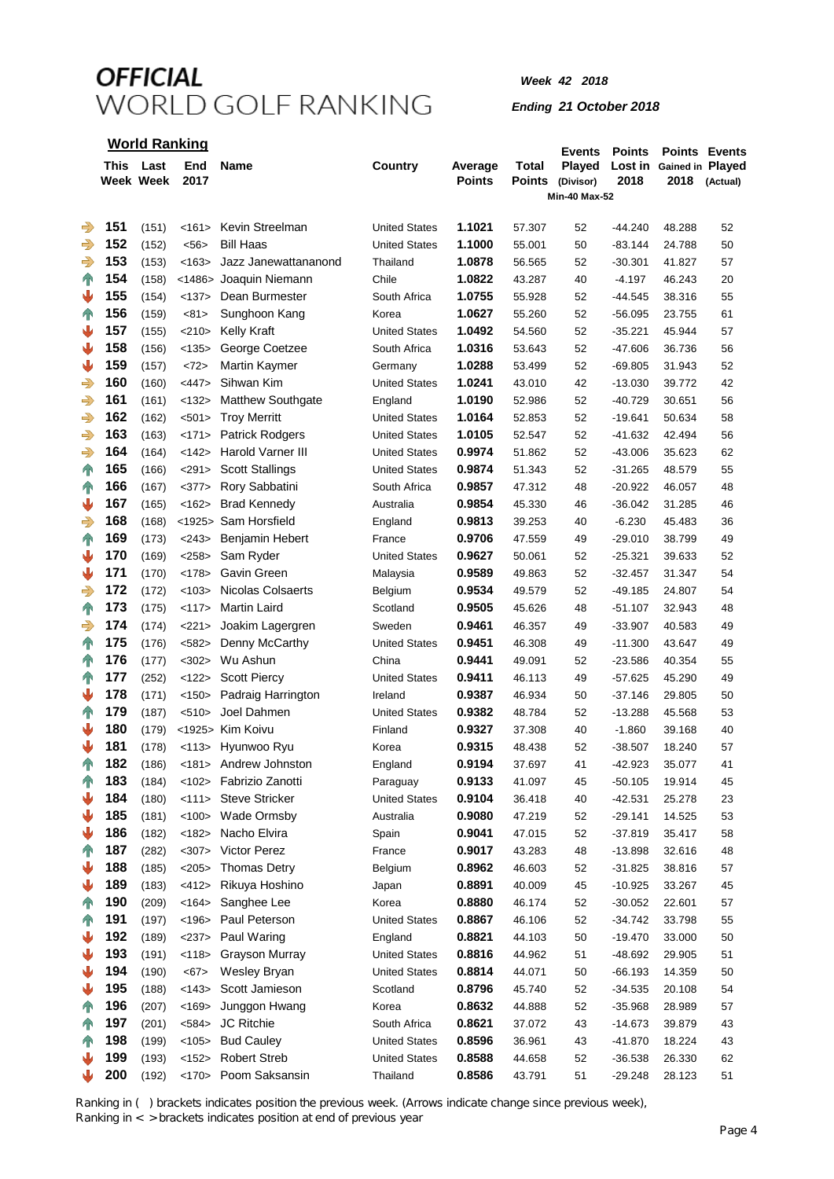# OFFICIAL WORLD GOLF RANKING

***Week 42 2018***

***Ending 21 October 2018***

## World Ranking

| This Week | Last Week | End 2017 | Name | Country | Average Points | Total Points | Events Played (Divisor) Min-40 Max-52 | Points Lost in 2018 | Points Gained in 2018 | Events Played (Actual) |
|---|---|---|---|---|---|---|---|---|---|---|
| 151 | (151) | <161> | Kevin Streelman | United States | 1.1021 | 57.307 | 52 | -44.240 | 48.288 | 52 |
| 152 | (152) | <56> | Bill Haas | United States | 1.1000 | 55.001 | 50 | -83.144 | 24.788 | 50 |
| 153 | (153) | <163> | Jazz Janewattananond | Thailand | 1.0878 | 56.565 | 52 | -30.301 | 41.827 | 57 |
| 154 | (158) | <1486> | Joaquin Niemann | Chile | 1.0822 | 43.287 | 40 | -4.197 | 46.243 | 20 |
| 155 | (154) | <137> | Dean Burmester | South Africa | 1.0755 | 55.928 | 52 | -44.545 | 38.316 | 55 |
| 156 | (159) | <81> | Sunghoon Kang | Korea | 1.0627 | 55.260 | 52 | -56.095 | 23.755 | 61 |
| 157 | (155) | <210> | Kelly Kraft | United States | 1.0492 | 54.560 | 52 | -35.221 | 45.944 | 57 |
| 158 | (156) | <135> | George Coetzee | South Africa | 1.0316 | 53.643 | 52 | -47.606 | 36.736 | 56 |
| 159 | (157) | <72> | Martin Kaymer | Germany | 1.0288 | 53.499 | 52 | -69.805 | 31.943 | 52 |
| 160 | (160) | <447> | Sihwan Kim | United States | 1.0241 | 43.010 | 42 | -13.030 | 39.772 | 42 |
| 161 | (161) | <132> | Matthew Southgate | England | 1.0190 | 52.986 | 52 | -40.729 | 30.651 | 56 |
| 162 | (162) | <501> | Troy Merritt | United States | 1.0164 | 52.853 | 52 | -19.641 | 50.634 | 58 |
| 163 | (163) | <171> | Patrick Rodgers | United States | 1.0105 | 52.547 | 52 | -41.632 | 42.494 | 56 |
| 164 | (164) | <142> | Harold Varner III | United States | 0.9974 | 51.862 | 52 | -43.006 | 35.623 | 62 |
| 165 | (166) | <291> | Scott Stallings | United States | 0.9874 | 51.343 | 52 | -31.265 | 48.579 | 55 |
| 166 | (167) | <377> | Rory Sabbatini | South Africa | 0.9857 | 47.312 | 48 | -20.922 | 46.057 | 48 |
| 167 | (165) | <162> | Brad Kennedy | Australia | 0.9854 | 45.330 | 46 | -36.042 | 31.285 | 46 |
| 168 | (168) | <1925> | Sam Horsfield | England | 0.9813 | 39.253 | 40 | -6.230 | 45.483 | 36 |
| 169 | (173) | <243> | Benjamin Hebert | France | 0.9706 | 47.559 | 49 | -29.010 | 38.799 | 49 |
| 170 | (169) | <258> | Sam Ryder | United States | 0.9627 | 50.061 | 52 | -25.321 | 39.633 | 52 |
| 171 | (170) | <178> | Gavin Green | Malaysia | 0.9589 | 49.863 | 52 | -32.457 | 31.347 | 54 |
| 172 | (172) | <103> | Nicolas Colsaerts | Belgium | 0.9534 | 49.579 | 52 | -49.185 | 24.807 | 54 |
| 173 | (175) | <117> | Martin Laird | Scotland | 0.9505 | 45.626 | 48 | -51.107 | 32.943 | 48 |
| 174 | (174) | <221> | Joakim Lagergren | Sweden | 0.9461 | 46.357 | 49 | -33.907 | 40.583 | 49 |
| 175 | (176) | <582> | Denny McCarthy | United States | 0.9451 | 46.308 | 49 | -11.300 | 43.647 | 49 |
| 176 | (177) | <302> | Wu Ashun | China | 0.9441 | 49.091 | 52 | -23.586 | 40.354 | 55 |
| 177 | (252) | <122> | Scott Piercy | United States | 0.9411 | 46.113 | 49 | -57.625 | 45.290 | 49 |
| 178 | (171) | <150> | Padraig Harrington | Ireland | 0.9387 | 46.934 | 50 | -37.146 | 29.805 | 50 |
| 179 | (187) | <510> | Joel Dahmen | United States | 0.9382 | 48.784 | 52 | -13.288 | 45.568 | 53 |
| 180 | (179) | <1925> | Kim Koivu | Finland | 0.9327 | 37.308 | 40 | -1.860 | 39.168 | 40 |
| 181 | (178) | <113> | Hyunwoo Ryu | Korea | 0.9315 | 48.438 | 52 | -38.507 | 18.240 | 57 |
| 182 | (186) | <181> | Andrew Johnston | England | 0.9194 | 37.697 | 41 | -42.923 | 35.077 | 41 |
| 183 | (184) | <102> | Fabrizio Zanotti | Paraguay | 0.9133 | 41.097 | 45 | -50.105 | 19.914 | 45 |
| 184 | (180) | <111> | Steve Stricker | United States | 0.9104 | 36.418 | 40 | -42.531 | 25.278 | 23 |
| 185 | (181) | <100> | Wade Ormsby | Australia | 0.9080 | 47.219 | 52 | -29.141 | 14.525 | 53 |
| 186 | (182) | <182> | Nacho Elvira | Spain | 0.9041 | 47.015 | 52 | -37.819 | 35.417 | 58 |
| 187 | (282) | <307> | Victor Perez | France | 0.9017 | 43.283 | 48 | -13.898 | 32.616 | 48 |
| 188 | (185) | <205> | Thomas Detry | Belgium | 0.8962 | 46.603 | 52 | -31.825 | 38.816 | 57 |
| 189 | (183) | <412> | Rikuya Hoshino | Japan | 0.8891 | 40.009 | 45 | -10.925 | 33.267 | 45 |
| 190 | (209) | <164> | Sanghee Lee | Korea | 0.8880 | 46.174 | 52 | -30.052 | 22.601 | 57 |
| 191 | (197) | <196> | Paul Peterson | United States | 0.8867 | 46.106 | 52 | -34.742 | 33.798 | 55 |
| 192 | (189) | <237> | Paul Waring | England | 0.8821 | 44.103 | 50 | -19.470 | 33.000 | 50 |
| 193 | (191) | <118> | Grayson Murray | United States | 0.8816 | 44.962 | 51 | -48.692 | 29.905 | 51 |
| 194 | (190) | <67> | Wesley Bryan | United States | 0.8814 | 44.071 | 50 | -66.193 | 14.359 | 50 |
| 195 | (188) | <143> | Scott Jamieson | Scotland | 0.8796 | 45.740 | 52 | -34.535 | 20.108 | 54 |
| 196 | (207) | <169> | Junggon Hwang | Korea | 0.8632 | 44.888 | 52 | -35.968 | 28.989 | 57 |
| 197 | (201) | <584> | JC Ritchie | South Africa | 0.8621 | 37.072 | 43 | -14.673 | 39.879 | 43 |
| 198 | (199) | <105> | Bud Cauley | United States | 0.8596 | 36.961 | 43 | -41.870 | 18.224 | 43 |
| 199 | (193) | <152> | Robert Streb | United States | 0.8588 | 44.658 | 52 | -36.538 | 26.330 | 62 |
| 200 | (192) | <170> | Poom Saksansin | Thailand | 0.8586 | 43.791 | 51 | -29.248 | 28.123 | 51 |

Ranking in ( ) brackets indicates position the previous week. (Arrows indicate change since previous week),
Ranking in < > brackets indicates position at end of previous year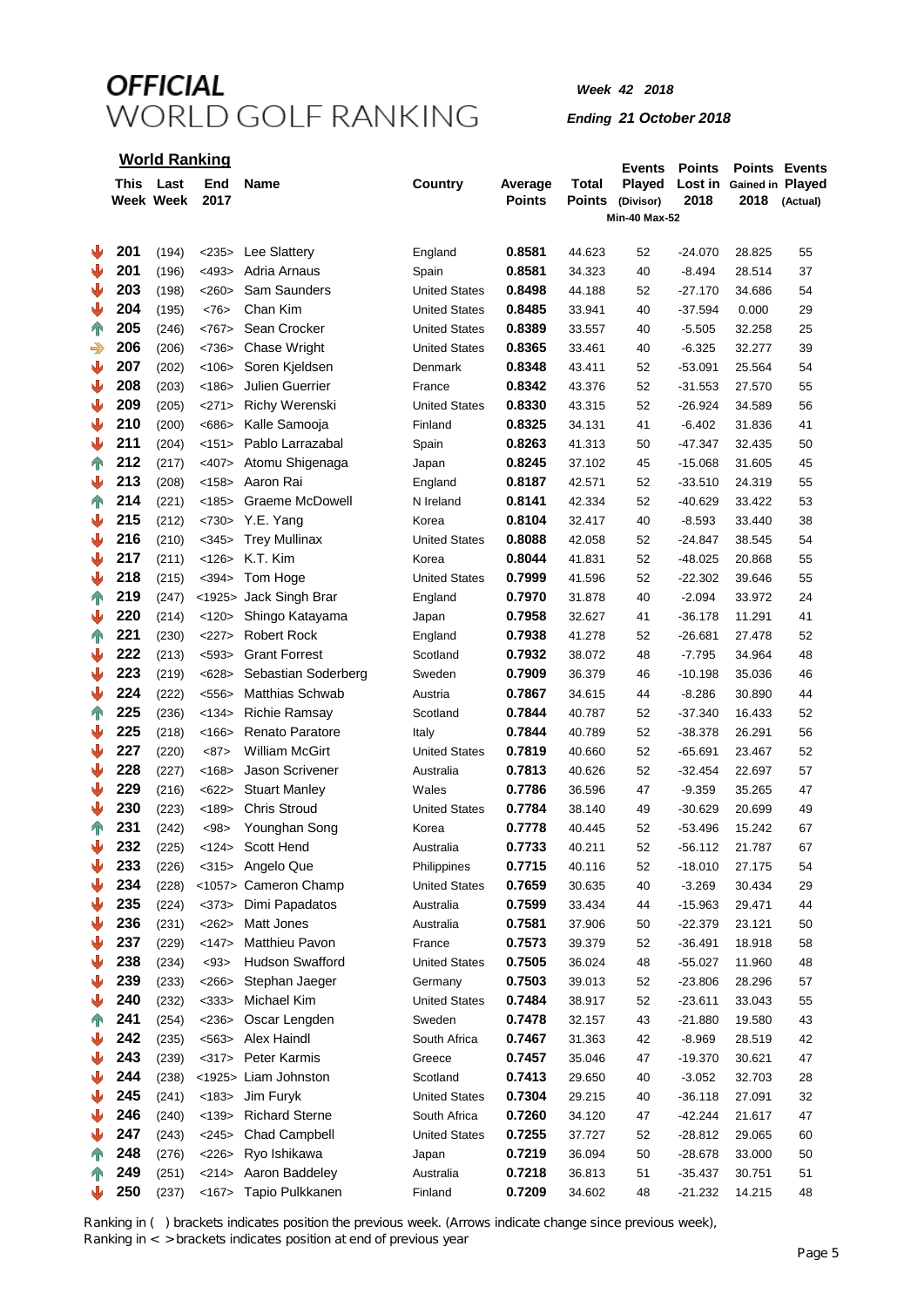# OFFICIAL WORLD GOLF RANKING

*Week 42 2018*

*Ending 21 October 2018*

## World Ranking

| | This Week | Last Week | End 2017 | Name | Country | Average Points | Total Points | Events Played (Divisor) Min-40 Max-52 | Points Lost in 2018 | Points Gained in 2018 | Events Played (Actual) |
|---|---|---|---|---|---|---|---|---|---|---|---|
| ↓ | 201 | (194) | <235> | Lee Slattery | England | 0.8581 | 44.623 | 52 | -24.070 | 28.825 | 55 |
| ↓ | 201 | (196) | <493> | Adria Arnaus | Spain | 0.8581 | 34.323 | 40 | -8.494 | 28.514 | 37 |
| ↓ | 203 | (198) | <260> | Sam Saunders | United States | 0.8498 | 44.188 | 52 | -27.170 | 34.686 | 54 |
| ↓ | 204 | (195) | <76> | Chan Kim | United States | 0.8485 | 33.941 | 40 | -37.594 | 0.000 | 29 |
| ↑ | 205 | (246) | <767> | Sean Crocker | United States | 0.8389 | 33.557 | 40 | -5.505 | 32.258 | 25 |
| ⇒ | 206 | (206) | <736> | Chase Wright | United States | 0.8365 | 33.461 | 40 | -6.325 | 32.277 | 39 |
| ↓ | 207 | (202) | <106> | Soren Kjeldsen | Denmark | 0.8348 | 43.411 | 52 | -53.091 | 25.564 | 54 |
| ↓ | 208 | (203) | <186> | Julien Guerrier | France | 0.8342 | 43.376 | 52 | -31.553 | 27.570 | 55 |
| ↓ | 209 | (205) | <271> | Richy Werenski | United States | 0.8330 | 43.315 | 52 | -26.924 | 34.589 | 56 |
| ↓ | 210 | (200) | <686> | Kalle Samooja | Finland | 0.8325 | 34.131 | 41 | -6.402 | 31.836 | 41 |
| ↓ | 211 | (204) | <151> | Pablo Larrazabal | Spain | 0.8263 | 41.313 | 50 | -47.347 | 32.435 | 50 |
| ↑ | 212 | (217) | <407> | Atomu Shigenaga | Japan | 0.8245 | 37.102 | 45 | -15.068 | 31.605 | 45 |
| ↓ | 213 | (208) | <158> | Aaron Rai | England | 0.8187 | 42.571 | 52 | -33.510 | 24.319 | 55 |
| ↑ | 214 | (221) | <185> | Graeme McDowell | N Ireland | 0.8141 | 42.334 | 52 | -40.629 | 33.422 | 53 |
| ↓ | 215 | (212) | <730> | Y.E. Yang | Korea | 0.8104 | 32.417 | 40 | -8.593 | 33.440 | 38 |
| ↓ | 216 | (210) | <345> | Trey Mullinax | United States | 0.8088 | 42.058 | 52 | -24.847 | 38.545 | 54 |
| ↓ | 217 | (211) | <126> | K.T. Kim | Korea | 0.8044 | 41.831 | 52 | -48.025 | 20.868 | 55 |
| ↓ | 218 | (215) | <394> | Tom Hoge | United States | 0.7999 | 41.596 | 52 | -22.302 | 39.646 | 55 |
| ↑ | 219 | (247) | <1925> | Jack Singh Brar | England | 0.7970 | 31.878 | 40 | -2.094 | 33.972 | 24 |
| ↓ | 220 | (214) | <120> | Shingo Katayama | Japan | 0.7958 | 32.627 | 41 | -36.178 | 11.291 | 41 |
| ↑ | 221 | (230) | <227> | Robert Rock | England | 0.7938 | 41.278 | 52 | -26.681 | 27.478 | 52 |
| ↓ | 222 | (213) | <593> | Grant Forrest | Scotland | 0.7932 | 38.072 | 48 | -7.795 | 34.964 | 48 |
| ↓ | 223 | (219) | <628> | Sebastian Soderberg | Sweden | 0.7909 | 36.379 | 46 | -10.198 | 35.036 | 46 |
| ↓ | 224 | (222) | <556> | Matthias Schwab | Austria | 0.7867 | 34.615 | 44 | -8.286 | 30.890 | 44 |
| ↑ | 225 | (236) | <134> | Richie Ramsay | Scotland | 0.7844 | 40.787 | 52 | -37.340 | 16.433 | 52 |
| ↓ | 225 | (218) | <166> | Renato Paratore | Italy | 0.7844 | 40.789 | 52 | -38.378 | 26.291 | 56 |
| ↓ | 227 | (220) | <87> | William McGirt | United States | 0.7819 | 40.660 | 52 | -65.691 | 23.467 | 52 |
| ↓ | 228 | (227) | <168> | Jason Scrivener | Australia | 0.7813 | 40.626 | 52 | -32.454 | 22.697 | 57 |
| ↓ | 229 | (216) | <622> | Stuart Manley | Wales | 0.7786 | 36.596 | 47 | -9.359 | 35.265 | 47 |
| ↓ | 230 | (223) | <189> | Chris Stroud | United States | 0.7784 | 38.140 | 49 | -30.629 | 20.699 | 49 |
| ↑ | 231 | (242) | <98> | Younghan Song | Korea | 0.7778 | 40.445 | 52 | -53.496 | 15.242 | 67 |
| ↓ | 232 | (225) | <124> | Scott Hend | Australia | 0.7733 | 40.211 | 52 | -56.112 | 21.787 | 67 |
| ↓ | 233 | (226) | <315> | Angelo Que | Philippines | 0.7715 | 40.116 | 52 | -18.010 | 27.175 | 54 |
| ↓ | 234 | (228) | <1057> | Cameron Champ | United States | 0.7659 | 30.635 | 40 | -3.269 | 30.434 | 29 |
| ↓ | 235 | (224) | <373> | Dimi Papadatos | Australia | 0.7599 | 33.434 | 44 | -15.963 | 29.471 | 44 |
| ↓ | 236 | (231) | <262> | Matt Jones | Australia | 0.7581 | 37.906 | 50 | -22.379 | 23.121 | 50 |
| ↓ | 237 | (229) | <147> | Matthieu Pavon | France | 0.7573 | 39.379 | 52 | -36.491 | 18.918 | 58 |
| ↓ | 238 | (234) | <93> | Hudson Swafford | United States | 0.7505 | 36.024 | 48 | -55.027 | 11.960 | 48 |
| ↓ | 239 | (233) | <266> | Stephan Jaeger | Germany | 0.7503 | 39.013 | 52 | -23.806 | 28.296 | 57 |
| ↓ | 240 | (232) | <333> | Michael Kim | United States | 0.7484 | 38.917 | 52 | -23.611 | 33.043 | 55 |
| ↑ | 241 | (254) | <236> | Oscar Lengden | Sweden | 0.7478 | 32.157 | 43 | -21.880 | 19.580 | 43 |
| ↓ | 242 | (235) | <563> | Alex Haindl | South Africa | 0.7467 | 31.363 | 42 | -8.969 | 28.519 | 42 |
| ↓ | 243 | (239) | <317> | Peter Karmis | Greece | 0.7457 | 35.046 | 47 | -19.370 | 30.621 | 47 |
| ↓ | 244 | (238) | <1925> | Liam Johnston | Scotland | 0.7413 | 29.650 | 40 | -3.052 | 32.703 | 28 |
| ↓ | 245 | (241) | <183> | Jim Furyk | United States | 0.7304 | 29.215 | 40 | -36.118 | 27.091 | 32 |
| ↓ | 246 | (240) | <139> | Richard Sterne | South Africa | 0.7260 | 34.120 | 47 | -42.244 | 21.617 | 47 |
| ↓ | 247 | (243) | <245> | Chad Campbell | United States | 0.7255 | 37.727 | 52 | -28.812 | 29.065 | 60 |
| ↑ | 248 | (276) | <226> | Ryo Ishikawa | Japan | 0.7219 | 36.094 | 50 | -28.678 | 33.000 | 50 |
| ↑ | 249 | (251) | <214> | Aaron Baddeley | Australia | 0.7218 | 36.813 | 51 | -35.437 | 30.751 | 51 |
| ↓ | 250 | (237) | <167> | Tapio Pulkkanen | Finland | 0.7209 | 34.602 | 48 | -21.232 | 14.215 | 48 |

Ranking in ( ) brackets indicates position the previous week. (Arrows indicate change since previous week),
Ranking in < > brackets indicates position at end of previous year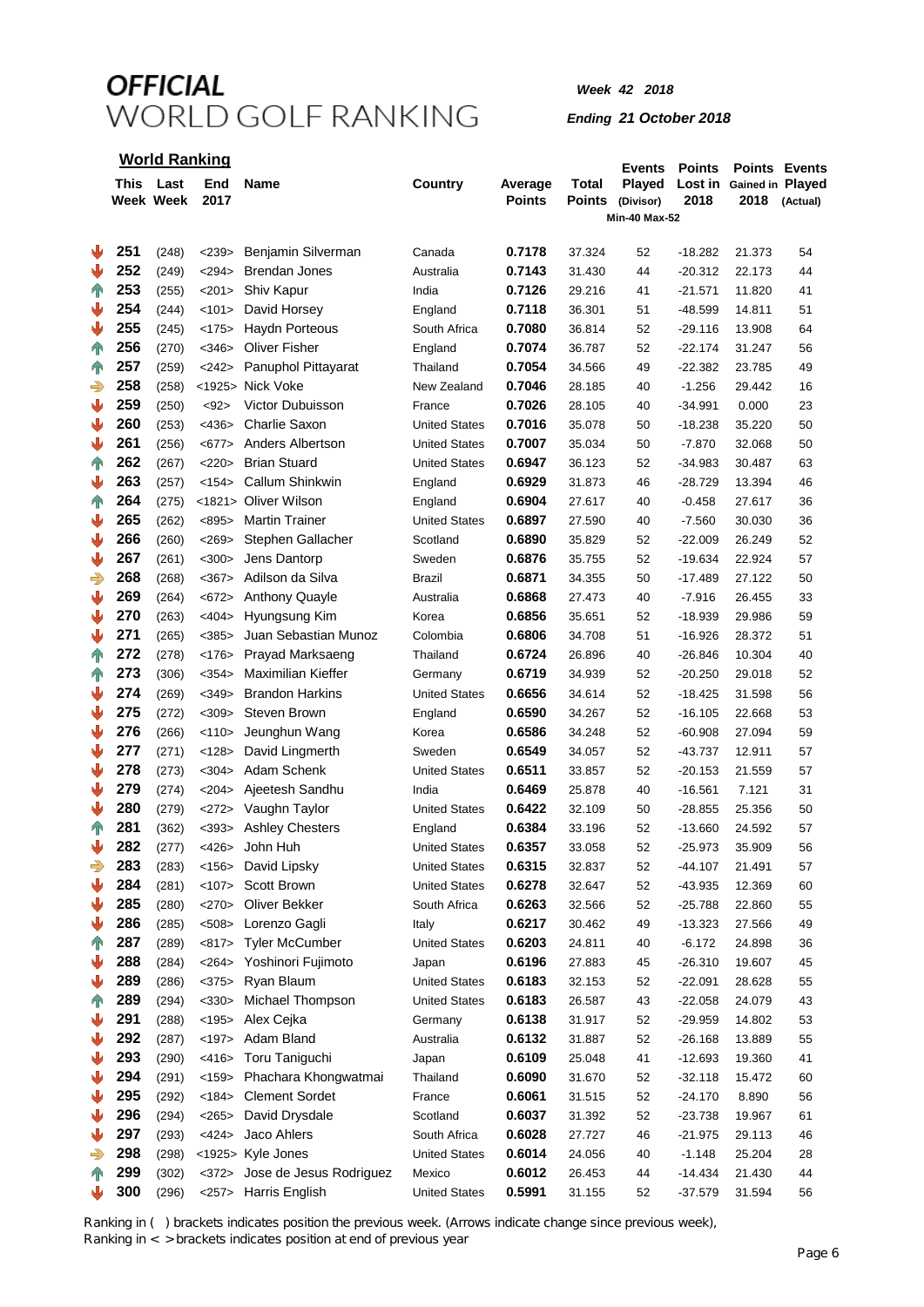# OFFICIAL WORLD GOLF RANKING

*Week 42 2018*

*Ending 21 October 2018*

## World Ranking

| | This Week | Last Week | End 2017 | Name | Country | Average Points | Total Points | Events Played (Divisor) Min-40 Max-52 | Points Lost in 2018 | Points Gained in 2018 | Events Played (Actual) |
|---|---|---|---|---|---|---|---|---|---|---|---|
| ↓ | 251 | (248) | <239> | Benjamin Silverman | Canada | 0.7178 | 37.324 | 52 | -18.282 | 21.373 | 54 |
| ↓ | 252 | (249) | <294> | Brendan Jones | Australia | 0.7143 | 31.430 | 44 | -20.312 | 22.173 | 44 |
| ↑ | 253 | (255) | <201> | Shiv Kapur | India | 0.7126 | 29.216 | 41 | -21.571 | 11.820 | 41 |
| ↓ | 254 | (244) | <101> | David Horsey | England | 0.7118 | 36.301 | 51 | -48.599 | 14.811 | 51 |
| ↓ | 255 | (245) | <175> | Haydn Porteous | South Africa | 0.7080 | 36.814 | 52 | -29.116 | 13.908 | 64 |
| ↑ | 256 | (270) | <346> | Oliver Fisher | England | 0.7074 | 36.787 | 52 | -22.174 | 31.247 | 56 |
| ↑ | 257 | (259) | <242> | Panuphol Pittayarat | Thailand | 0.7054 | 34.566 | 49 | -22.382 | 23.785 | 49 |
| → | 258 | (258) | <1925> | Nick Voke | New Zealand | 0.7046 | 28.185 | 40 | -1.256 | 29.442 | 16 |
| ↓ | 259 | (250) | <92> | Victor Dubuisson | France | 0.7026 | 28.105 | 40 | -34.991 | 0.000 | 23 |
| ↓ | 260 | (253) | <436> | Charlie Saxon | United States | 0.7016 | 35.078 | 50 | -18.238 | 35.220 | 50 |
| ↓ | 261 | (256) | <677> | Anders Albertson | United States | 0.7007 | 35.034 | 50 | -7.870 | 32.068 | 50 |
| ↑ | 262 | (267) | <220> | Brian Stuard | United States | 0.6947 | 36.123 | 52 | -34.983 | 30.487 | 63 |
| ↓ | 263 | (257) | <154> | Callum Shinkwin | England | 0.6929 | 31.873 | 46 | -28.729 | 13.394 | 46 |
| ↑ | 264 | (275) | <1821> | Oliver Wilson | England | 0.6904 | 27.617 | 40 | -0.458 | 27.617 | 36 |
| ↓ | 265 | (262) | <895> | Martin Trainer | United States | 0.6897 | 27.590 | 40 | -7.560 | 30.030 | 36 |
| ↓ | 266 | (260) | <269> | Stephen Gallacher | Scotland | 0.6890 | 35.829 | 52 | -22.009 | 26.249 | 52 |
| ↓ | 267 | (261) | <300> | Jens Dantorp | Sweden | 0.6876 | 35.755 | 52 | -19.634 | 22.924 | 57 |
| → | 268 | (268) | <367> | Adilson da Silva | Brazil | 0.6871 | 34.355 | 50 | -17.489 | 27.122 | 50 |
| ↓ | 269 | (264) | <672> | Anthony Quayle | Australia | 0.6868 | 27.473 | 40 | -7.916 | 26.455 | 33 |
| ↓ | 270 | (263) | <404> | Hyungsung Kim | Korea | 0.6856 | 35.651 | 52 | -18.939 | 29.986 | 59 |
| ↓ | 271 | (265) | <385> | Juan Sebastian Munoz | Colombia | 0.6806 | 34.708 | 51 | -16.926 | 28.372 | 51 |
| ↑ | 272 | (278) | <176> | Prayad Marksaeng | Thailand | 0.6724 | 26.896 | 40 | -26.846 | 10.304 | 40 |
| ↑ | 273 | (306) | <354> | Maximilian Kieffer | Germany | 0.6719 | 34.939 | 52 | -20.250 | 29.018 | 52 |
| ↓ | 274 | (269) | <349> | Brandon Harkins | United States | 0.6656 | 34.614 | 52 | -18.425 | 31.598 | 56 |
| ↓ | 275 | (272) | <309> | Steven Brown | England | 0.6590 | 34.267 | 52 | -16.105 | 22.668 | 53 |
| ↓ | 276 | (266) | <110> | Jeunghun Wang | Korea | 0.6586 | 34.248 | 52 | -60.908 | 27.094 | 59 |
| ↓ | 277 | (271) | <128> | David Lingmerth | Sweden | 0.6549 | 34.057 | 52 | -43.737 | 12.911 | 57 |
| ↓ | 278 | (273) | <304> | Adam Schenk | United States | 0.6511 | 33.857 | 52 | -20.153 | 21.559 | 57 |
| ↓ | 279 | (274) | <204> | Ajeetesh Sandhu | India | 0.6469 | 25.878 | 40 | -16.561 | 7.121 | 31 |
| ↓ | 280 | (279) | <272> | Vaughn Taylor | United States | 0.6422 | 32.109 | 50 | -28.855 | 25.356 | 50 |
| ↑ | 281 | (362) | <393> | Ashley Chesters | England | 0.6384 | 33.196 | 52 | -13.660 | 24.592 | 57 |
| ↓ | 282 | (277) | <426> | John Huh | United States | 0.6357 | 33.058 | 52 | -25.973 | 35.909 | 56 |
| → | 283 | (283) | <156> | David Lipsky | United States | 0.6315 | 32.837 | 52 | -44.107 | 21.491 | 57 |
| ↓ | 284 | (281) | <107> | Scott Brown | United States | 0.6278 | 32.647 | 52 | -43.935 | 12.369 | 60 |
| ↓ | 285 | (280) | <270> | Oliver Bekker | South Africa | 0.6263 | 32.566 | 52 | -25.788 | 22.860 | 55 |
| ↓ | 286 | (285) | <508> | Lorenzo Gagli | Italy | 0.6217 | 30.462 | 49 | -13.323 | 27.566 | 49 |
| ↑ | 287 | (289) | <817> | Tyler McCumber | United States | 0.6203 | 24.811 | 40 | -6.172 | 24.898 | 36 |
| ↓ | 288 | (284) | <264> | Yoshinori Fujimoto | Japan | 0.6196 | 27.883 | 45 | -26.310 | 19.607 | 45 |
| ↓ | 289 | (286) | <375> | Ryan Blaum | United States | 0.6183 | 32.153 | 52 | -22.091 | 28.628 | 55 |
| ↑ | 289 | (294) | <330> | Michael Thompson | United States | 0.6183 | 26.587 | 43 | -22.058 | 24.079 | 43 |
| ↓ | 291 | (288) | <195> | Alex Cejka | Germany | 0.6138 | 31.917 | 52 | -29.959 | 14.802 | 53 |
| ↓ | 292 | (287) | <197> | Adam Bland | Australia | 0.6132 | 31.887 | 52 | -26.168 | 13.889 | 55 |
| ↓ | 293 | (290) | <416> | Toru Taniguchi | Japan | 0.6109 | 25.048 | 41 | -12.693 | 19.360 | 41 |
| ↓ | 294 | (291) | <159> | Phachara Khongwatmai | Thailand | 0.6090 | 31.670 | 52 | -32.118 | 15.472 | 60 |
| ↓ | 295 | (292) | <184> | Clement Sordet | France | 0.6061 | 31.515 | 52 | -24.170 | 8.890 | 56 |
| ↓ | 296 | (294) | <265> | David Drysdale | Scotland | 0.6037 | 31.392 | 52 | -23.738 | 19.967 | 61 |
| ↓ | 297 | (293) | <424> | Jaco Ahlers | South Africa | 0.6028 | 27.727 | 46 | -21.975 | 29.113 | 46 |
| → | 298 | (298) | <1925> | Kyle Jones | United States | 0.6014 | 24.056 | 40 | -1.148 | 25.204 | 28 |
| ↑ | 299 | (302) | <372> | Jose de Jesus Rodriguez | Mexico | 0.6012 | 26.453 | 44 | -14.434 | 21.430 | 44 |
| ↓ | 300 | (296) | <257> | Harris English | United States | 0.5991 | 31.155 | 52 | -37.579 | 31.594 | 56 |

Ranking in ( ) brackets indicates position the previous week. (Arrows indicate change since previous week),
Ranking in < > brackets indicates position at end of previous year